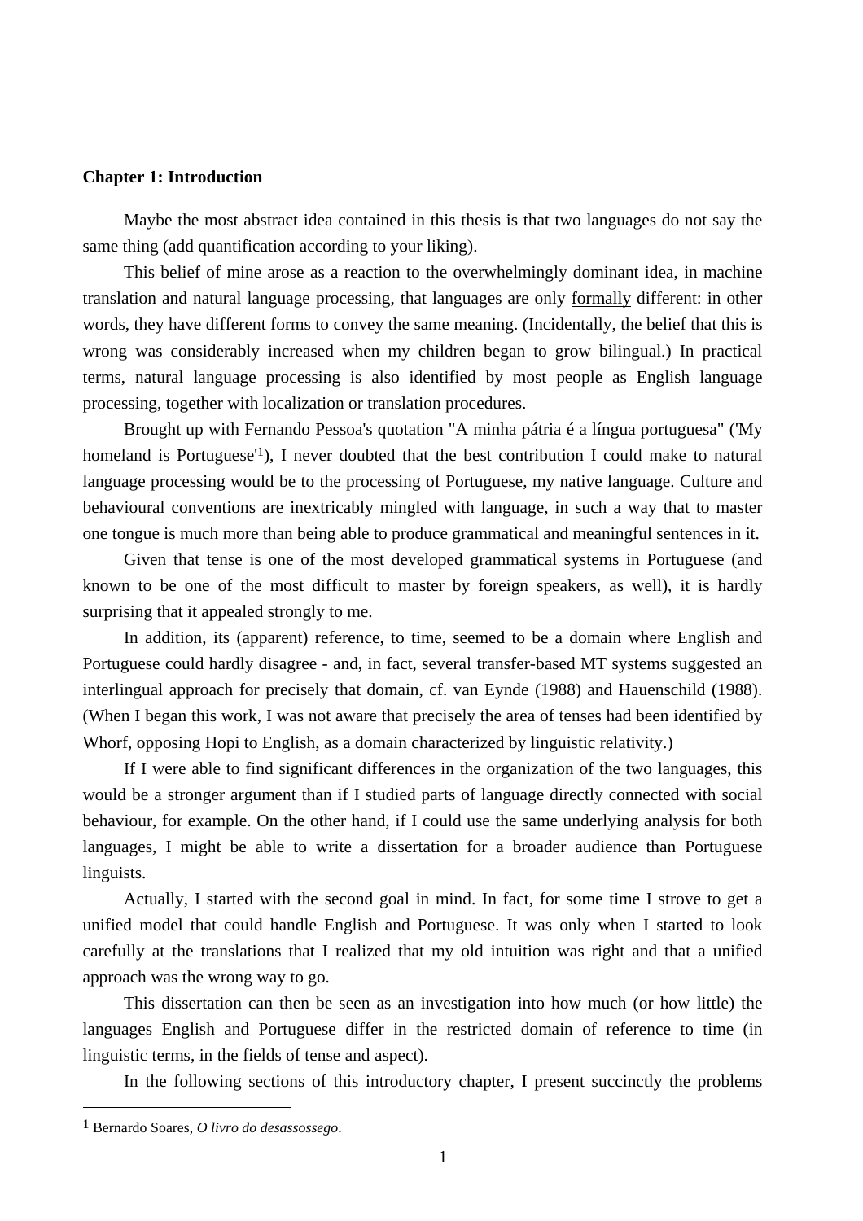# Chapter 1: Introduction

Maybe the most abstract idea contained in this thesis is that two languages do not say the same thing (add quantification according to your liking).

This belief of mine arose as a reaction to the overwhelmingly dominant idea, in machine translation and natural language processing, that languages are only <u>formally</u> different: in other words, they have different forms to convey the same meaning. (Incidentally, the belief that this is wrong was considerably increased when my children began to grow bilingual.) In practical terms, natural language processing is also identified by most people as English language processing, together with localization or translation procedures.

Brought up with Fernando Pessoa's quotation "A minha pátria é a língua portuguesa" ('My homeland is Portuguese'[1]), I never doubted that the best contribution I could make to natural language processing would be to the processing of Portuguese, my native language. Culture and behavioural conventions are inextricably mingled with language, in such a way that to master one tongue is much more than being able to produce grammatical and meaningful sentences in it.

Given that tense is one of the most developed grammatical systems in Portuguese (and known to be one of the most difficult to master by foreign speakers, as well), it is hardly surprising that it appealed strongly to me.

In addition, its (apparent) reference, to time, seemed to be a domain where English and Portuguese could hardly disagree - and, in fact, several transfer-based MT systems suggested an interlingual approach for precisely that domain, cf. van Eynde (1988) and Hauenschild (1988). (When I began this work, I was not aware that precisely the area of tenses had been identified by Whorf, opposing Hopi to English, as a domain characterized by linguistic relativity.)

If I were able to find significant differences in the organization of the two languages, this would be a stronger argument than if I studied parts of language directly connected with social behaviour, for example. On the other hand, if I could use the same underlying analysis for both languages, I might be able to write a dissertation for a broader audience than Portuguese linguists.

Actually, I started with the second goal in mind. In fact, for some time I strove to get a unified model that could handle English and Portuguese. It was only when I started to look carefully at the translations that I realized that my old intuition was right and that a unified approach was the wrong way to go.

This dissertation can then be seen as an investigation into how much (or how little) the languages English and Portuguese differ in the restricted domain of reference to time (in linguistic terms, in the fields of tense and aspect).

In the following sections of this introductory chapter, I present succinctly the problems

---

[1] Bernardo Soares, *O livro do desassossego*.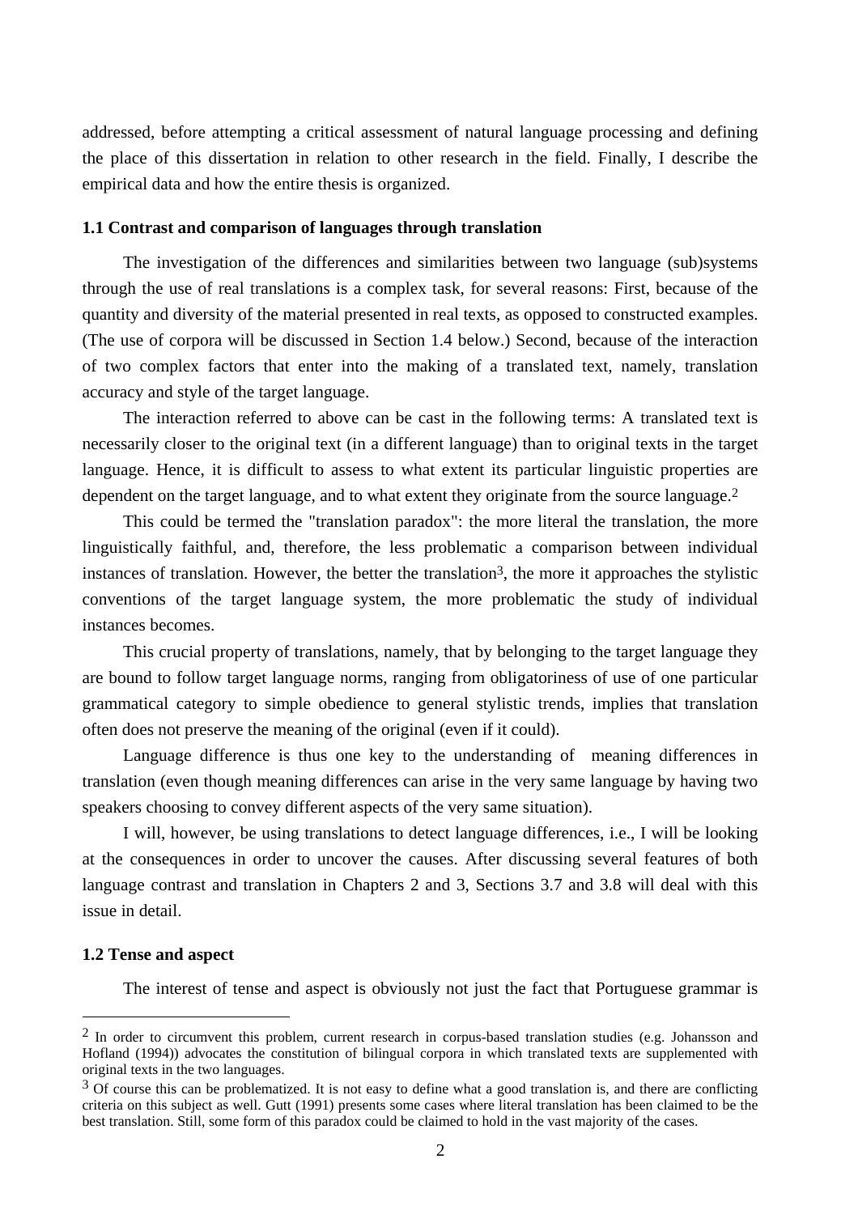addressed, before attempting a critical assessment of natural language processing and defining the place of this dissertation in relation to other research in the field. Finally, I describe the empirical data and how the entire thesis is organized.

### 1.1 Contrast and comparison of languages through translation

The investigation of the differences and similarities between two language (sub)systems through the use of real translations is a complex task, for several reasons: First, because of the quantity and diversity of the material presented in real texts, as opposed to constructed examples. (The use of corpora will be discussed in Section 1.4 below.) Second, because of the interaction of two complex factors that enter into the making of a translated text, namely, translation accuracy and style of the target language.

The interaction referred to above can be cast in the following terms: A translated text is necessarily closer to the original text (in a different language) than to original texts in the target language. Hence, it is difficult to assess to what extent its particular linguistic properties are dependent on the target language, and to what extent they originate from the source language.[2]

This could be termed the "translation paradox": the more literal the translation, the more linguistically faithful, and, therefore, the less problematic a comparison between individual instances of translation. However, the better the translation[3], the more it approaches the stylistic conventions of the target language system, the more problematic the study of individual instances becomes.

This crucial property of translations, namely, that by belonging to the target language they are bound to follow target language norms, ranging from obligatoriness of use of one particular grammatical category to simple obedience to general stylistic trends, implies that translation often does not preserve the meaning of the original (even if it could).

Language difference is thus one key to the understanding of meaning differences in translation (even though meaning differences can arise in the very same language by having two speakers choosing to convey different aspects of the very same situation).

I will, however, be using translations to detect language differences, i.e., I will be looking at the consequences in order to uncover the causes. After discussing several features of both language contrast and translation in Chapters 2 and 3, Sections 3.7 and 3.8 will deal with this issue in detail.

### 1.2 Tense and aspect

The interest of tense and aspect is obviously not just the fact that Portuguese grammar is

---

[2] In order to circumvent this problem, current research in corpus-based translation studies (e.g. Johansson and Hofland (1994)) advocates the constitution of bilingual corpora in which translated texts are supplemented with original texts in the two languages.

[3] Of course this can be problematized. It is not easy to define what a good translation is, and there are conflicting criteria on this subject as well. Gutt (1991) presents some cases where literal translation has been claimed to be the best translation. Still, some form of this paradox could be claimed to hold in the vast majority of the cases.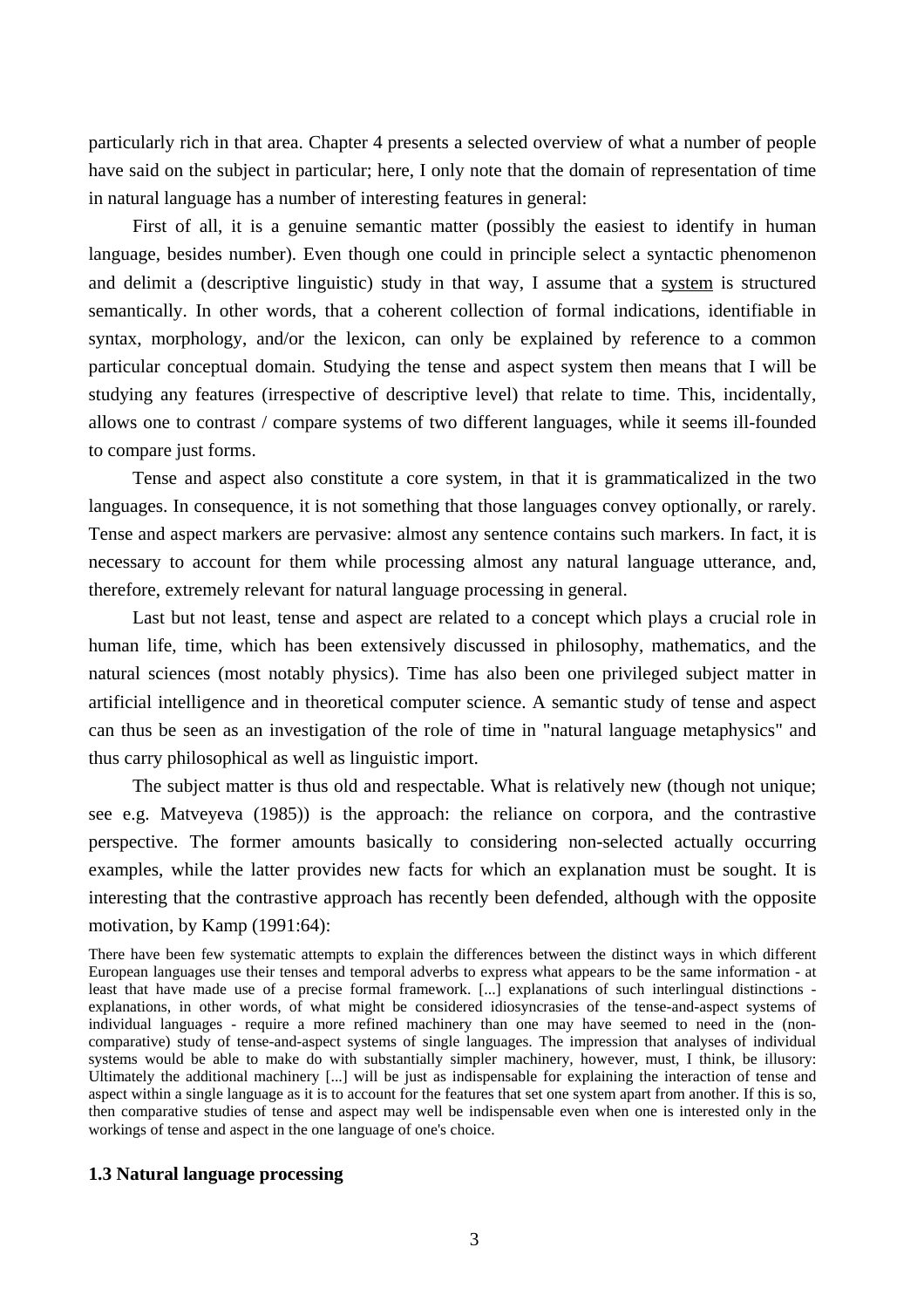particularly rich in that area. Chapter 4 presents a selected overview of what a number of people have said on the subject in particular; here, I only note that the domain of representation of time in natural language has a number of interesting features in general:

First of all, it is a genuine semantic matter (possibly the easiest to identify in human language, besides number). Even though one could in principle select a syntactic phenomenon and delimit a (descriptive linguistic) study in that way, I assume that a <u>system</u> is structured semantically. In other words, that a coherent collection of formal indications, identifiable in syntax, morphology, and/or the lexicon, can only be explained by reference to a common particular conceptual domain. Studying the tense and aspect system then means that I will be studying any features (irrespective of descriptive level) that relate to time. This, incidentally, allows one to contrast / compare systems of two different languages, while it seems ill-founded to compare just forms.

Tense and aspect also constitute a core system, in that it is grammaticalized in the two languages. In consequence, it is not something that those languages convey optionally, or rarely. Tense and aspect markers are pervasive: almost any sentence contains such markers. In fact, it is necessary to account for them while processing almost any natural language utterance, and, therefore, extremely relevant for natural language processing in general.

Last but not least, tense and aspect are related to a concept which plays a crucial role in human life, time, which has been extensively discussed in philosophy, mathematics, and the natural sciences (most notably physics). Time has also been one privileged subject matter in artificial intelligence and in theoretical computer science. A semantic study of tense and aspect can thus be seen as an investigation of the role of time in "natural language metaphysics" and thus carry philosophical as well as linguistic import.

The subject matter is thus old and respectable. What is relatively new (though not unique; see e.g. Matveyeva (1985)) is the approach: the reliance on corpora, and the contrastive perspective. The former amounts basically to considering non-selected actually occurring examples, while the latter provides new facts for which an explanation must be sought. It is interesting that the contrastive approach has recently been defended, although with the opposite motivation, by Kamp (1991:64):

> There have been few systematic attempts to explain the differences between the distinct ways in which different European languages use their tenses and temporal adverbs to express what appears to be the same information - at least that have made use of a precise formal framework. [...] explanations of such interlingual distinctions - explanations, in other words, of what might be considered idiosyncrasies of the tense-and-aspect systems of individual languages - require a more refined machinery than one may have seemed to need in the (non-comparative) study of tense-and-aspect systems of single languages. The impression that analyses of individual systems would be able to make do with substantially simpler machinery, however, must, I think, be illusory: Ultimately the additional machinery [...] will be just as indispensable for explaining the interaction of tense and aspect within a single language as it is to account for the features that set one system apart from another. If this is so, then comparative studies of tense and aspect may well be indispensable even when one is interested only in the workings of tense and aspect in the one language of one's choice.

### 1.3 Natural language processing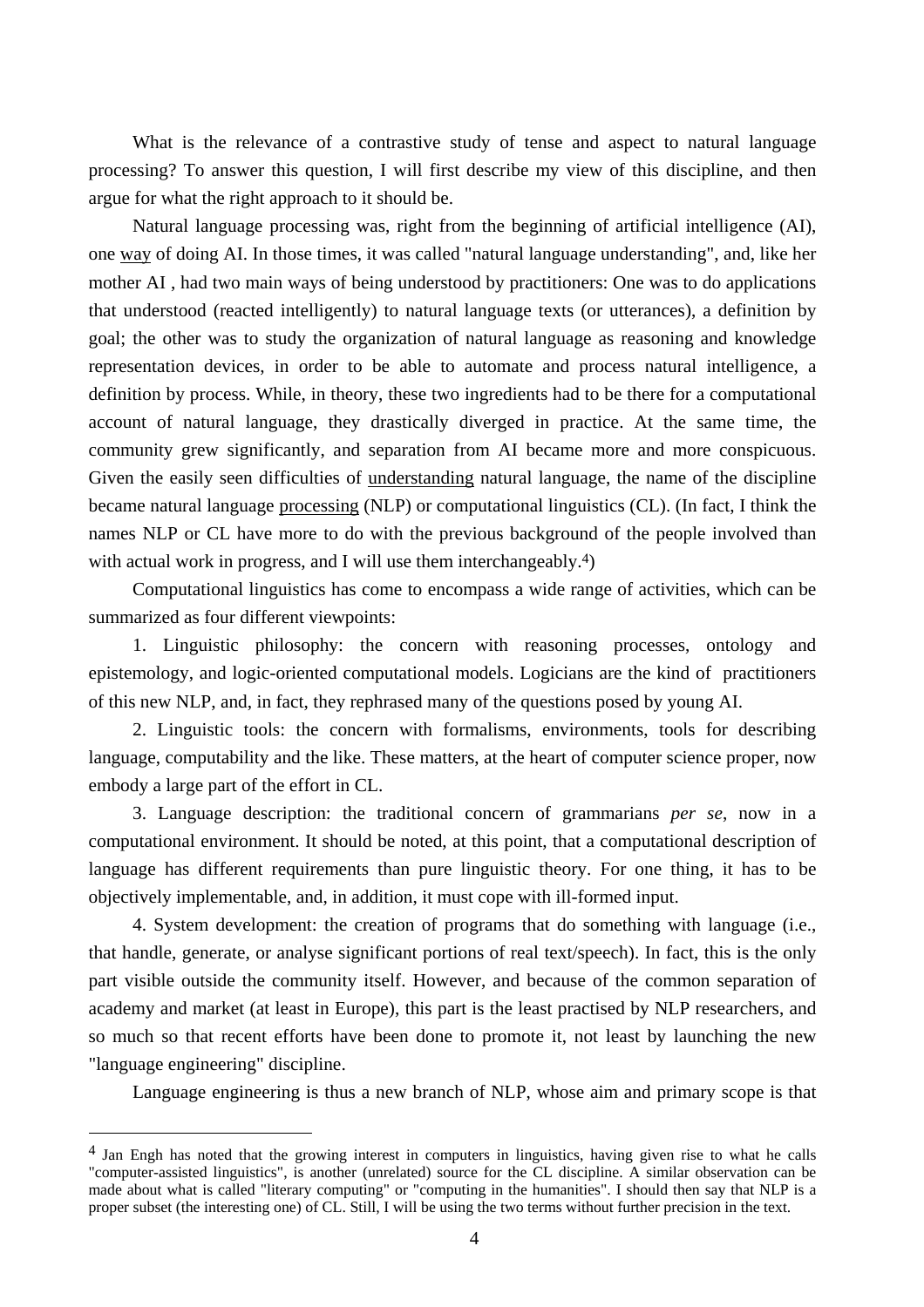What is the relevance of a contrastive study of tense and aspect to natural language processing? To answer this question, I will first describe my view of this discipline, and then argue for what the right approach to it should be.

Natural language processing was, right from the beginning of artificial intelligence (AI), one <u>way</u> of doing AI. In those times, it was called "natural language understanding", and, like her mother AI , had two main ways of being understood by practitioners: One was to do applications that understood (reacted intelligently) to natural language texts (or utterances), a definition by goal; the other was to study the organization of natural language as reasoning and knowledge representation devices, in order to be able to automate and process natural intelligence, a definition by process. While, in theory, these two ingredients had to be there for a computational account of natural language, they drastically diverged in practice. At the same time, the community grew significantly, and separation from AI became more and more conspicuous. Given the easily seen difficulties of <u>understanding</u> natural language, the name of the discipline became natural language <u>processing</u> (NLP) or computational linguistics (CL). (In fact, I think the names NLP or CL have more to do with the previous background of the people involved than with actual work in progress, and I will use them interchangeably.[4])

Computational linguistics has come to encompass a wide range of activities, which can be summarized as four different viewpoints:

1. Linguistic philosophy: the concern with reasoning processes, ontology and epistemology, and logic-oriented computational models. Logicians are the kind of practitioners of this new NLP, and, in fact, they rephrased many of the questions posed by young AI.

2. Linguistic tools: the concern with formalisms, environments, tools for describing language, computability and the like. These matters, at the heart of computer science proper, now embody a large part of the effort in CL.

3. Language description: the traditional concern of grammarians *per se*, now in a computational environment. It should be noted, at this point, that a computational description of language has different requirements than pure linguistic theory. For one thing, it has to be objectively implementable, and, in addition, it must cope with ill-formed input.

4. System development: the creation of programs that do something with language (i.e., that handle, generate, or analyse significant portions of real text/speech). In fact, this is the only part visible outside the community itself. However, and because of the common separation of academy and market (at least in Europe), this part is the least practised by NLP researchers, and so much so that recent efforts have been done to promote it, not least by launching the new "language engineering" discipline.

Language engineering is thus a new branch of NLP, whose aim and primary scope is that

---

[4] Jan Engh has noted that the growing interest in computers in linguistics, having given rise to what he calls "computer-assisted linguistics", is another (unrelated) source for the CL discipline. A similar observation can be made about what is called "literary computing" or "computing in the humanities". I should then say that NLP is a proper subset (the interesting one) of CL. Still, I will be using the two terms without further precision in the text.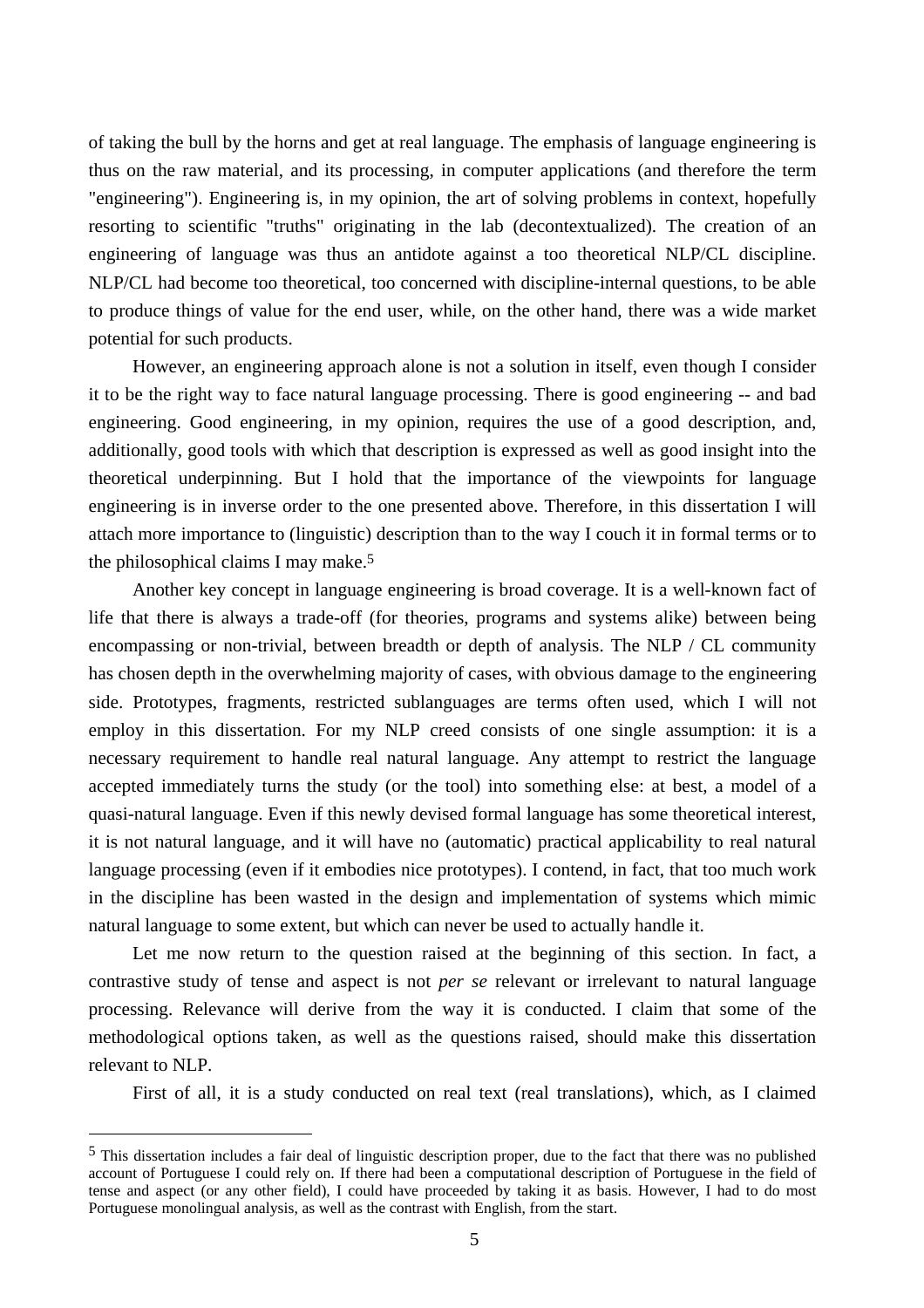of taking the bull by the horns and get at real language. The emphasis of language engineering is thus on the raw material, and its processing, in computer applications (and therefore the term "engineering"). Engineering is, in my opinion, the art of solving problems in context, hopefully resorting to scientific "truths" originating in the lab (decontextualized). The creation of an engineering of language was thus an antidote against a too theoretical NLP/CL discipline. NLP/CL had become too theoretical, too concerned with discipline-internal questions, to be able to produce things of value for the end user, while, on the other hand, there was a wide market potential for such products.

However, an engineering approach alone is not a solution in itself, even though I consider it to be the right way to face natural language processing. There is good engineering -- and bad engineering. Good engineering, in my opinion, requires the use of a good description, and, additionally, good tools with which that description is expressed as well as good insight into the theoretical underpinning. But I hold that the importance of the viewpoints for language engineering is in inverse order to the one presented above. Therefore, in this dissertation I will attach more importance to (linguistic) description than to the way I couch it in formal terms or to the philosophical claims I may make.[5]

Another key concept in language engineering is broad coverage. It is a well-known fact of life that there is always a trade-off (for theories, programs and systems alike) between being encompassing or non-trivial, between breadth or depth of analysis. The NLP / CL community has chosen depth in the overwhelming majority of cases, with obvious damage to the engineering side. Prototypes, fragments, restricted sublanguages are terms often used, which I will not employ in this dissertation. For my NLP creed consists of one single assumption: it is a necessary requirement to handle real natural language. Any attempt to restrict the language accepted immediately turns the study (or the tool) into something else: at best, a model of a quasi-natural language. Even if this newly devised formal language has some theoretical interest, it is not natural language, and it will have no (automatic) practical applicability to real natural language processing (even if it embodies nice prototypes). I contend, in fact, that too much work in the discipline has been wasted in the design and implementation of systems which mimic natural language to some extent, but which can never be used to actually handle it.

Let me now return to the question raised at the beginning of this section. In fact, a contrastive study of tense and aspect is not *per se* relevant or irrelevant to natural language processing. Relevance will derive from the way it is conducted. I claim that some of the methodological options taken, as well as the questions raised, should make this dissertation relevant to NLP.

First of all, it is a study conducted on real text (real translations), which, as I claimed

---

[5] This dissertation includes a fair deal of linguistic description proper, due to the fact that there was no published account of Portuguese I could rely on. If there had been a computational description of Portuguese in the field of tense and aspect (or any other field), I could have proceeded by taking it as basis. However, I had to do most Portuguese monolingual analysis, as well as the contrast with English, from the start.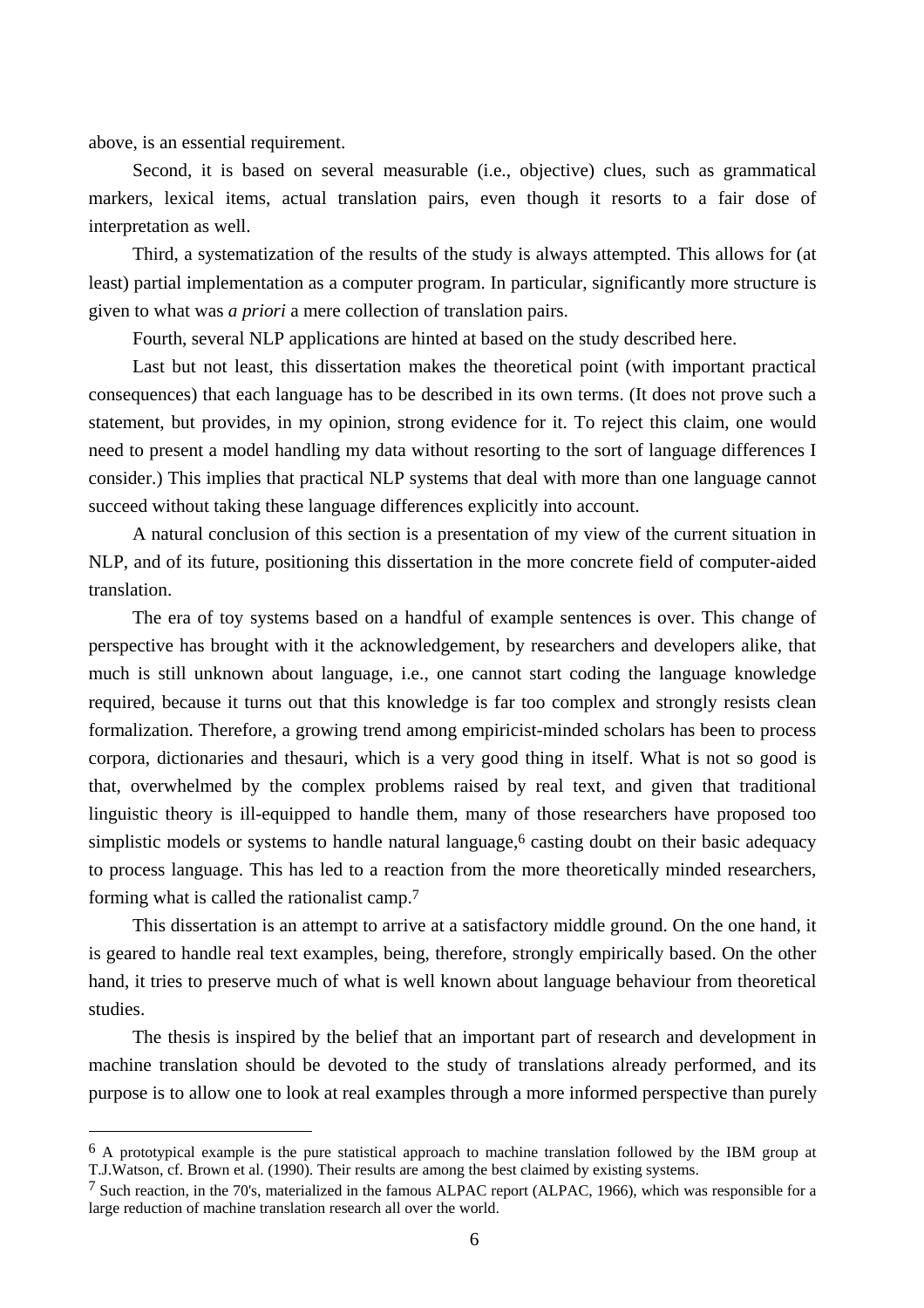above, is an essential requirement.

Second, it is based on several measurable (i.e., objective) clues, such as grammatical markers, lexical items, actual translation pairs, even though it resorts to a fair dose of interpretation as well.

Third, a systematization of the results of the study is always attempted. This allows for (at least) partial implementation as a computer program. In particular, significantly more structure is given to what was *a priori* a mere collection of translation pairs.

Fourth, several NLP applications are hinted at based on the study described here.

Last but not least, this dissertation makes the theoretical point (with important practical consequences) that each language has to be described in its own terms. (It does not prove such a statement, but provides, in my opinion, strong evidence for it. To reject this claim, one would need to present a model handling my data without resorting to the sort of language differences I consider.) This implies that practical NLP systems that deal with more than one language cannot succeed without taking these language differences explicitly into account.

A natural conclusion of this section is a presentation of my view of the current situation in NLP, and of its future, positioning this dissertation in the more concrete field of computer-aided translation.

The era of toy systems based on a handful of example sentences is over. This change of perspective has brought with it the acknowledgement, by researchers and developers alike, that much is still unknown about language, i.e., one cannot start coding the language knowledge required, because it turns out that this knowledge is far too complex and strongly resists clean formalization. Therefore, a growing trend among empiricist-minded scholars has been to process corpora, dictionaries and thesauri, which is a very good thing in itself. What is not so good is that, overwhelmed by the complex problems raised by real text, and given that traditional linguistic theory is ill-equipped to handle them, many of those researchers have proposed too simplistic models or systems to handle natural language,[6] casting doubt on their basic adequacy to process language. This has led to a reaction from the more theoretically minded researchers, forming what is called the rationalist camp.[7]

This dissertation is an attempt to arrive at a satisfactory middle ground. On the one hand, it is geared to handle real text examples, being, therefore, strongly empirically based. On the other hand, it tries to preserve much of what is well known about language behaviour from theoretical studies.

The thesis is inspired by the belief that an important part of research and development in machine translation should be devoted to the study of translations already performed, and its purpose is to allow one to look at real examples through a more informed perspective than purely

---

[6] A prototypical example is the pure statistical approach to machine translation followed by the IBM group at T.J.Watson, cf. Brown et al. (1990). Their results are among the best claimed by existing systems.

[7] Such reaction, in the 70's, materialized in the famous ALPAC report (ALPAC, 1966), which was responsible for a large reduction of machine translation research all over the world.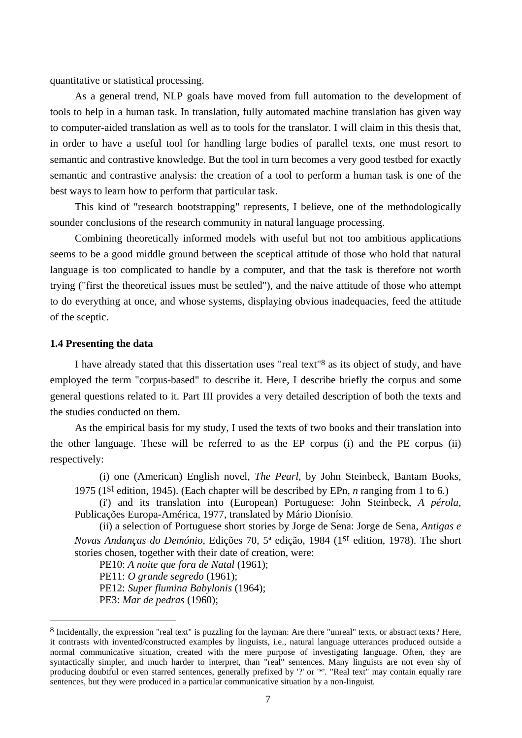quantitative or statistical processing.

As a general trend, NLP goals have moved from full automation to the development of tools to help in a human task. In translation, fully automated machine translation has given way to computer-aided translation as well as to tools for the translator. I will claim in this thesis that, in order to have a useful tool for handling large bodies of parallel texts, one must resort to semantic and contrastive knowledge. But the tool in turn becomes a very good testbed for exactly semantic and contrastive analysis: the creation of a tool to perform a human task is one of the best ways to learn how to perform that particular task.

This kind of "research bootstrapping" represents, I believe, one of the methodologically sounder conclusions of the research community in natural language processing.

Combining theoretically informed models with useful but not too ambitious applications seems to be a good middle ground between the sceptical attitude of those who hold that natural language is too complicated to handle by a computer, and that the task is therefore not worth trying ("first the theoretical issues must be settled"), and the naive attitude of those who attempt to do everything at once, and whose systems, displaying obvious inadequacies, feed the attitude of the sceptic.

### 1.4 Presenting the data

I have already stated that this dissertation uses "real text"[8] as its object of study, and have employed the term "corpus-based" to describe it. Here, I describe briefly the corpus and some general questions related to it. Part III provides a very detailed description of both the texts and the studies conducted on them.

As the empirical basis for my study, I used the texts of two books and their translation into the other language. These will be referred to as the EP corpus (i) and the PE corpus (ii) respectively:

(i) one (American) English novel, *The Pearl,* by John Steinbeck, Bantam Books, 1975 (1st edition, 1945). (Each chapter will be described by EPn, *n* ranging from 1 to 6.)

(i') and its translation into (European) Portuguese: John Steinbeck, *A pérola*, Publicações Europa-América, 1977, translated by Mário Dionísio.

(ii) a selection of Portuguese short stories by Jorge de Sena: Jorge de Sena, *Antigas e Novas Andanças do Demónio*, Edições 70, 5ª edição, 1984 (1st edition, 1978). The short stories chosen, together with their date of creation, were:

PE10: *A noite que fora de Natal* (1961);
PE11: *O grande segredo* (1961);
PE12: *Super flumina Babylonis* (1964);
PE3: *Mar de pedras* (1960);

---

[8] Incidentally, the expression "real text" is puzzling for the layman: Are there "unreal" texts, or abstract texts? Here, it contrasts with invented/constructed examples by linguists, i.e., natural language utterances produced outside a normal communicative situation, created with the mere purpose of investigating language. Often, they are syntactically simpler, and much harder to interpret, than "real" sentences. Many linguists are not even shy of producing doubtful or even starred sentences, generally prefixed by '?' or '*'. "Real text" may contain equally rare sentences, but they were produced in a particular communicative situation by a non-linguist.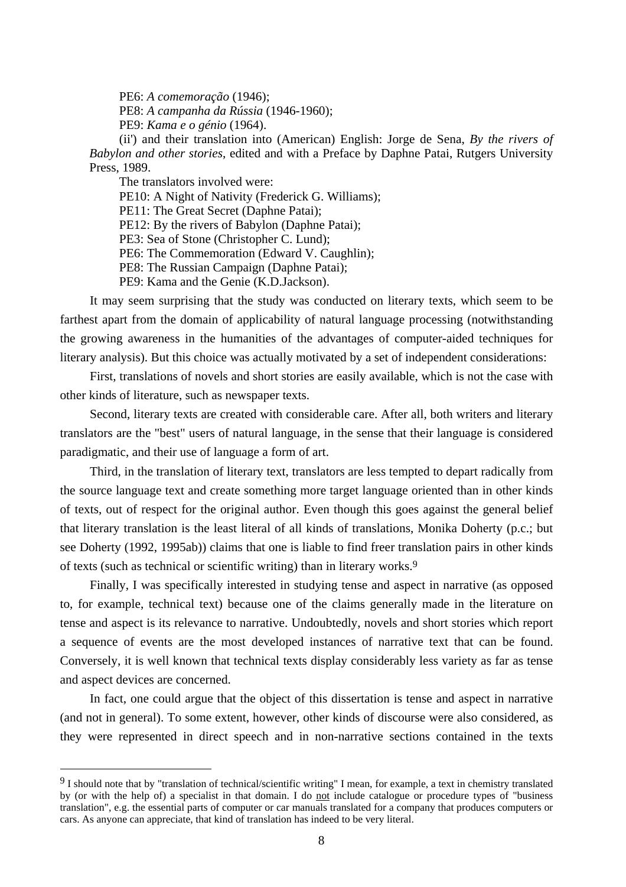PE6: *A comemoração* (1946);

PE8: *A campanha da Rússia* (1946-1960);

PE9: *Kama e o génio* (1964).

(ii') and their translation into (American) English: Jorge de Sena, *By the rivers of Babylon and other stories*, edited and with a Preface by Daphne Patai, Rutgers University Press, 1989.

The translators involved were:

PE10: A Night of Nativity (Frederick G. Williams);

PE11: The Great Secret (Daphne Patai);

PE12: By the rivers of Babylon (Daphne Patai);

PE3: Sea of Stone (Christopher C. Lund);

PE6: The Commemoration (Edward V. Caughlin);

PE8: The Russian Campaign (Daphne Patai);

PE9: Kama and the Genie (K.D.Jackson).

It may seem surprising that the study was conducted on literary texts, which seem to be farthest apart from the domain of applicability of natural language processing (notwithstanding the growing awareness in the humanities of the advantages of computer-aided techniques for literary analysis). But this choice was actually motivated by a set of independent considerations:

First, translations of novels and short stories are easily available, which is not the case with other kinds of literature, such as newspaper texts.

Second, literary texts are created with considerable care. After all, both writers and literary translators are the "best" users of natural language, in the sense that their language is considered paradigmatic, and their use of language a form of art.

Third, in the translation of literary text, translators are less tempted to depart radically from the source language text and create something more target language oriented than in other kinds of texts, out of respect for the original author. Even though this goes against the general belief that literary translation is the least literal of all kinds of translations, Monika Doherty (p.c.; but see Doherty (1992, 1995ab)) claims that one is liable to find freer translation pairs in other kinds of texts (such as technical or scientific writing) than in literary works.[9]

Finally, I was specifically interested in studying tense and aspect in narrative (as opposed to, for example, technical text) because one of the claims generally made in the literature on tense and aspect is its relevance to narrative. Undoubtedly, novels and short stories which report a sequence of events are the most developed instances of narrative text that can be found. Conversely, it is well known that technical texts display considerably less variety as far as tense and aspect devices are concerned.

In fact, one could argue that the object of this dissertation is tense and aspect in narrative (and not in general). To some extent, however, other kinds of discourse were also considered, as they were represented in direct speech and in non-narrative sections contained in the texts

---

[9] I should note that by "translation of technical/scientific writing" I mean, for example, a text in chemistry translated by (or with the help of) a specialist in that domain. I do <u>not</u> include catalogue or procedure types of "business translation", e.g. the essential parts of computer or car manuals translated for a company that produces computers or cars. As anyone can appreciate, that kind of translation has indeed to be very literal.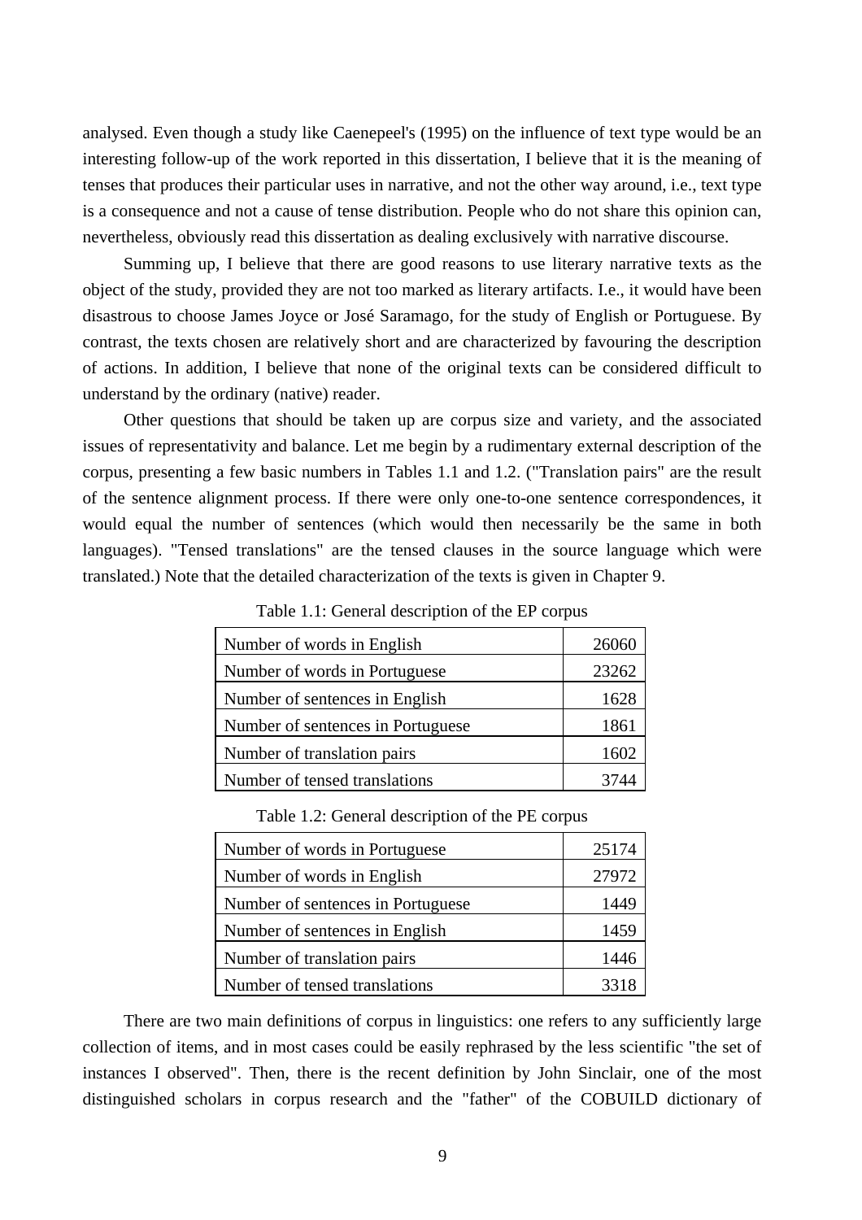analysed. Even though a study like Caenepeel's (1995) on the influence of text type would be an interesting follow-up of the work reported in this dissertation, I believe that it is the meaning of tenses that produces their particular uses in narrative, and not the other way around, i.e., text type is a consequence and not a cause of tense distribution. People who do not share this opinion can, nevertheless, obviously read this dissertation as dealing exclusively with narrative discourse.

Summing up, I believe that there are good reasons to use literary narrative texts as the object of the study, provided they are not too marked as literary artifacts. I.e., it would have been disastrous to choose James Joyce or José Saramago, for the study of English or Portuguese. By contrast, the texts chosen are relatively short and are characterized by favouring the description of actions. In addition, I believe that none of the original texts can be considered difficult to understand by the ordinary (native) reader.

Other questions that should be taken up are corpus size and variety, and the associated issues of representativity and balance. Let me begin by a rudimentary external description of the corpus, presenting a few basic numbers in Tables 1.1 and 1.2. ("Translation pairs" are the result of the sentence alignment process. If there were only one-to-one sentence correspondences, it would equal the number of sentences (which would then necessarily be the same in both languages). "Tensed translations" are the tensed clauses in the source language which were translated.) Note that the detailed characterization of the texts is given in Chapter 9.

Table 1.1: General description of the EP corpus

| | |
|---|---:|
| Number of words in English | 26060 |
| Number of words in Portuguese | 23262 |
| Number of sentences in English | 1628 |
| Number of sentences in Portuguese | 1861 |
| Number of translation pairs | 1602 |
| Number of tensed translations | 3744 |

Table 1.2: General description of the PE corpus

| | |
|---|---:|
| Number of words in Portuguese | 25174 |
| Number of words in English | 27972 |
| Number of sentences in Portuguese | 1449 |
| Number of sentences in English | 1459 |
| Number of translation pairs | 1446 |
| Number of tensed translations | 3318 |

There are two main definitions of corpus in linguistics: one refers to any sufficiently large collection of items, and in most cases could be easily rephrased by the less scientific "the set of instances I observed". Then, there is the recent definition by John Sinclair, one of the most distinguished scholars in corpus research and the "father" of the COBUILD dictionary of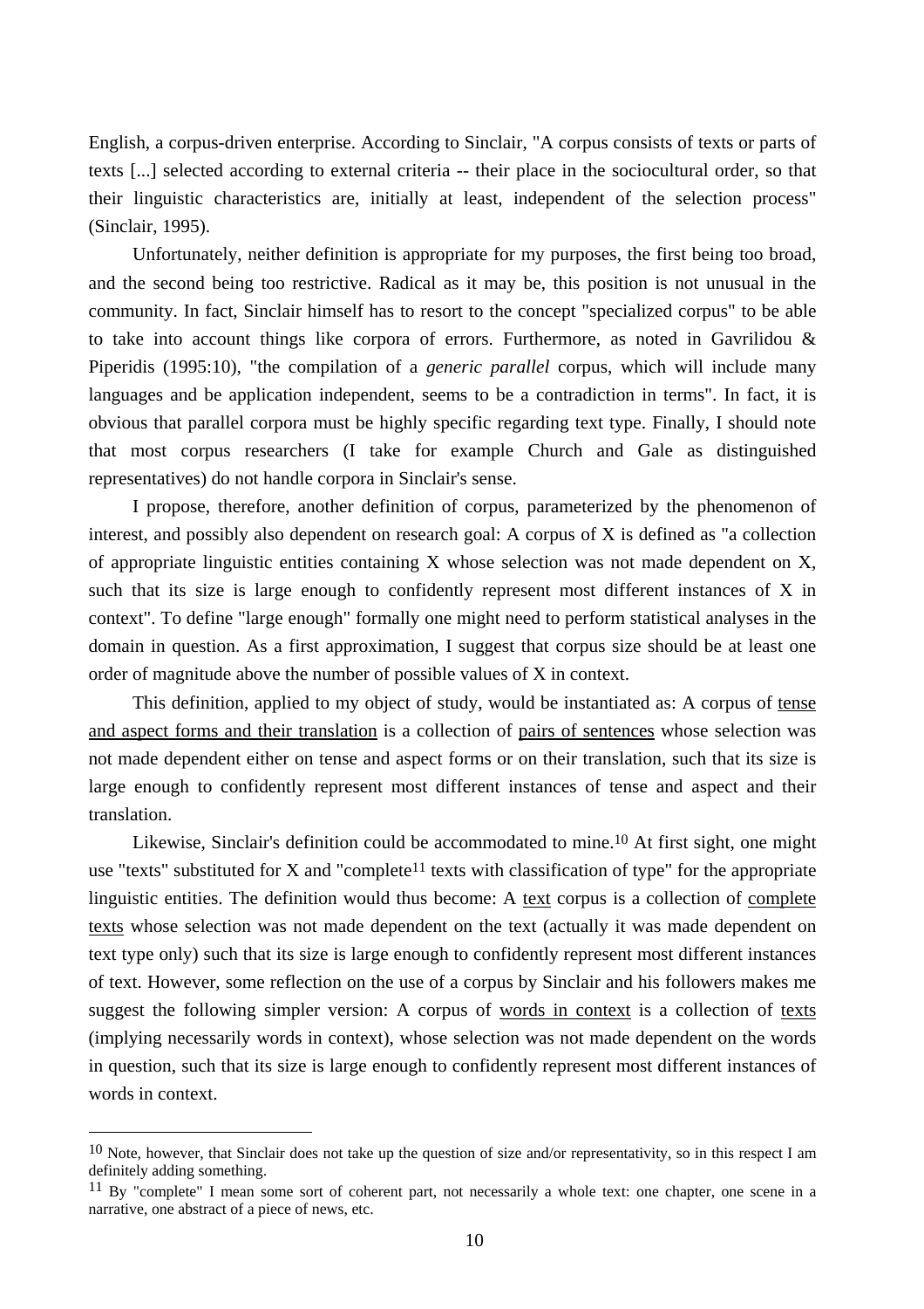English, a corpus-driven enterprise. According to Sinclair, "A corpus consists of texts or parts of texts [...] selected according to external criteria -- their place in the sociocultural order, so that their linguistic characteristics are, initially at least, independent of the selection process" (Sinclair, 1995).

Unfortunately, neither definition is appropriate for my purposes, the first being too broad, and the second being too restrictive. Radical as it may be, this position is not unusual in the community. In fact, Sinclair himself has to resort to the concept "specialized corpus" to be able to take into account things like corpora of errors. Furthermore, as noted in Gavrilidou & Piperidis (1995:10), "the compilation of a *generic parallel* corpus, which will include many languages and be application independent, seems to be a contradiction in terms". In fact, it is obvious that parallel corpora must be highly specific regarding text type. Finally, I should note that most corpus researchers (I take for example Church and Gale as distinguished representatives) do not handle corpora in Sinclair's sense.

I propose, therefore, another definition of corpus, parameterized by the phenomenon of interest, and possibly also dependent on research goal: A corpus of X is defined as "a collection of appropriate linguistic entities containing X whose selection was not made dependent on X, such that its size is large enough to confidently represent most different instances of X in context". To define "large enough" formally one might need to perform statistical analyses in the domain in question. As a first approximation, I suggest that corpus size should be at least one order of magnitude above the number of possible values of X in context.

This definition, applied to my object of study, would be instantiated as: A corpus of <u>tense and aspect forms and their translation</u> is a collection of <u>pairs of sentences</u> whose selection was not made dependent either on tense and aspect forms or on their translation, such that its size is large enough to confidently represent most different instances of tense and aspect and their translation.

Likewise, Sinclair's definition could be accommodated to mine.[10] At first sight, one might use "texts" substituted for X and "complete[11] texts with classification of type" for the appropriate linguistic entities. The definition would thus become: A <u>text</u> corpus is a collection of <u>complete texts</u> whose selection was not made dependent on the text (actually it was made dependent on text type only) such that its size is large enough to confidently represent most different instances of text. However, some reflection on the use of a corpus by Sinclair and his followers makes me suggest the following simpler version: A corpus of <u>words in context</u> is a collection of <u>texts</u> (implying necessarily words in context), whose selection was not made dependent on the words in question, such that its size is large enough to confidently represent most different instances of words in context.

---

[10] Note, however, that Sinclair does not take up the question of size and/or representativity, so in this respect I am definitely adding something.

[11] By "complete" I mean some sort of coherent part, not necessarily a whole text: one chapter, one scene in a narrative, one abstract of a piece of news, etc.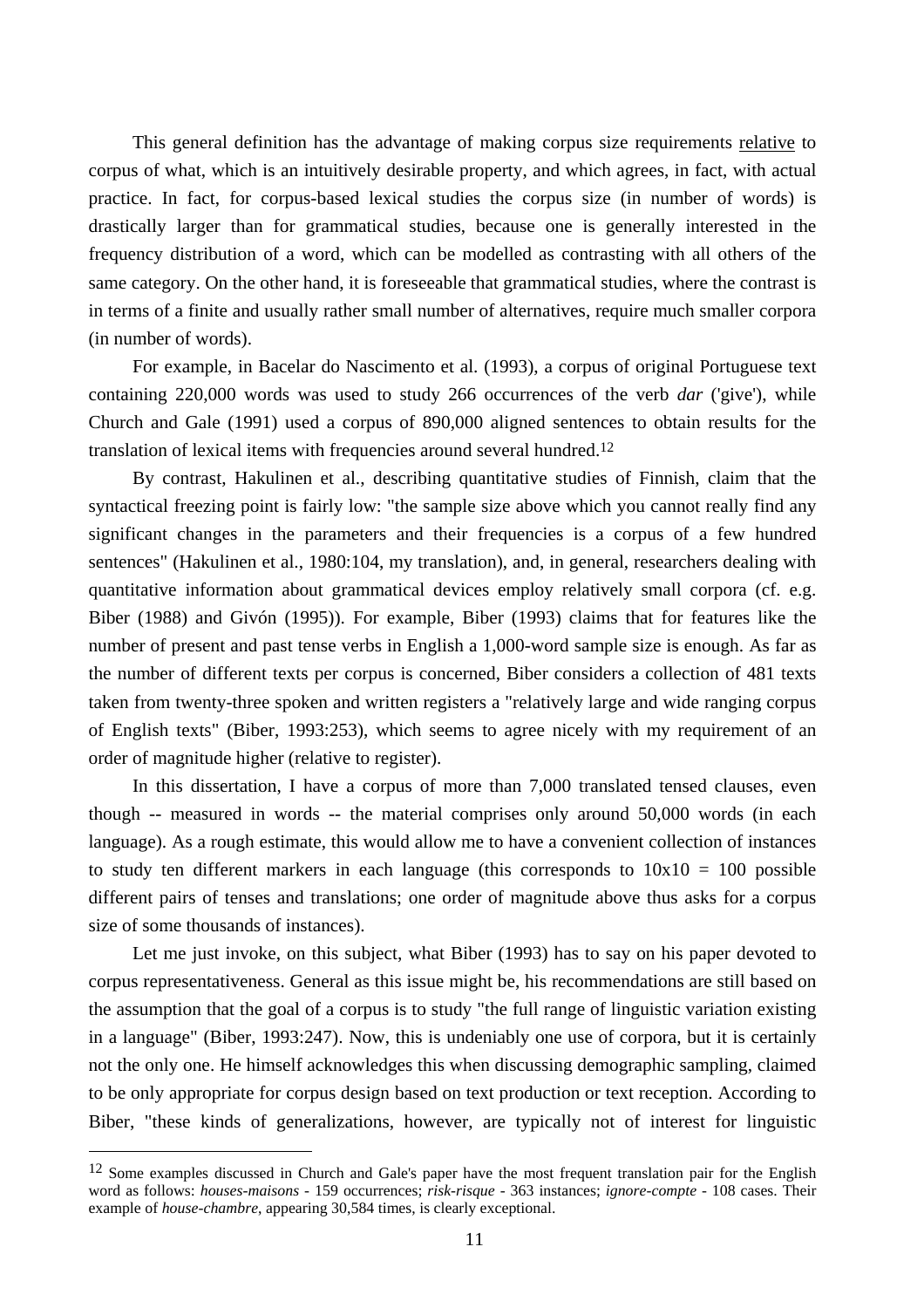This general definition has the advantage of making corpus size requirements relative to corpus of what, which is an intuitively desirable property, and which agrees, in fact, with actual practice. In fact, for corpus-based lexical studies the corpus size (in number of words) is drastically larger than for grammatical studies, because one is generally interested in the frequency distribution of a word, which can be modelled as contrasting with all others of the same category. On the other hand, it is foreseeable that grammatical studies, where the contrast is in terms of a finite and usually rather small number of alternatives, require much smaller corpora (in number of words).

For example, in Bacelar do Nascimento et al. (1993), a corpus of original Portuguese text containing 220,000 words was used to study 266 occurrences of the verb *dar* ('give'), while Church and Gale (1991) used a corpus of 890,000 aligned sentences to obtain results for the translation of lexical items with frequencies around several hundred.[12]

By contrast, Hakulinen et al., describing quantitative studies of Finnish, claim that the syntactical freezing point is fairly low: "the sample size above which you cannot really find any significant changes in the parameters and their frequencies is a corpus of a few hundred sentences" (Hakulinen et al., 1980:104, my translation), and, in general, researchers dealing with quantitative information about grammatical devices employ relatively small corpora (cf. e.g. Biber (1988) and Givón (1995)). For example, Biber (1993) claims that for features like the number of present and past tense verbs in English a 1,000-word sample size is enough. As far as the number of different texts per corpus is concerned, Biber considers a collection of 481 texts taken from twenty-three spoken and written registers a "relatively large and wide ranging corpus of English texts" (Biber, 1993:253), which seems to agree nicely with my requirement of an order of magnitude higher (relative to register).

In this dissertation, I have a corpus of more than 7,000 translated tensed clauses, even though -- measured in words -- the material comprises only around 50,000 words (in each language). As a rough estimate, this would allow me to have a convenient collection of instances to study ten different markers in each language (this corresponds to 10x10 = 100 possible different pairs of tenses and translations; one order of magnitude above thus asks for a corpus size of some thousands of instances).

Let me just invoke, on this subject, what Biber (1993) has to say on his paper devoted to corpus representativeness. General as this issue might be, his recommendations are still based on the assumption that the goal of a corpus is to study "the full range of linguistic variation existing in a language" (Biber, 1993:247). Now, this is undeniably one use of corpora, but it is certainly not the only one. He himself acknowledges this when discussing demographic sampling, claimed to be only appropriate for corpus design based on text production or text reception. According to Biber, "these kinds of generalizations, however, are typically not of interest for linguistic

---

[12] Some examples discussed in Church and Gale's paper have the most frequent translation pair for the English word as follows: *houses-maisons* - 159 occurrences; *risk-risque* - 363 instances; *ignore-compte* - 108 cases. Their example of *house-chambre*, appearing 30,584 times, is clearly exceptional.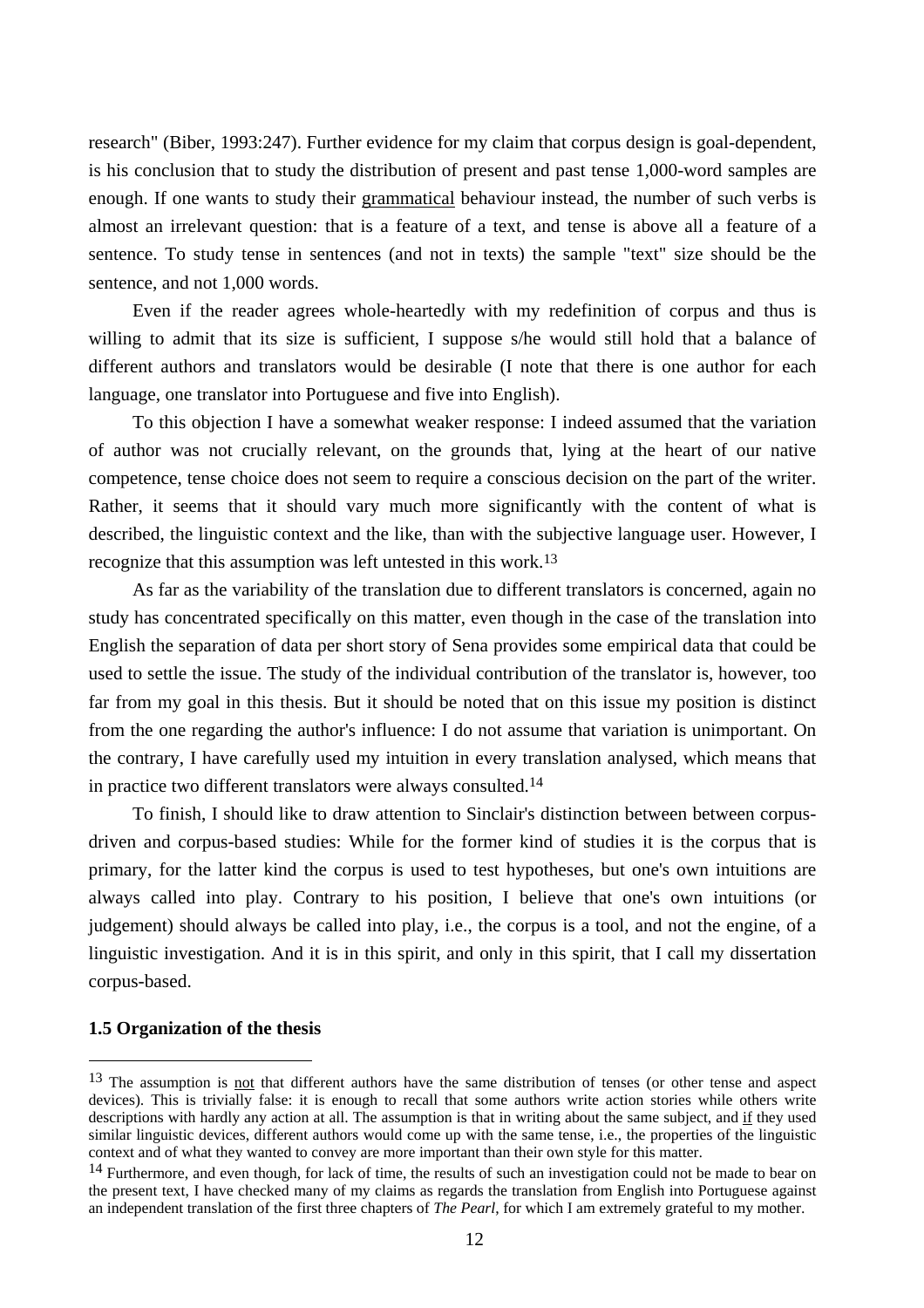research" (Biber, 1993:247). Further evidence for my claim that corpus design is goal-dependent, is his conclusion that to study the distribution of present and past tense 1,000-word samples are enough. If one wants to study their grammatical behaviour instead, the number of such verbs is almost an irrelevant question: that is a feature of a text, and tense is above all a feature of a sentence. To study tense in sentences (and not in texts) the sample "text" size should be the sentence, and not 1,000 words.

Even if the reader agrees whole-heartedly with my redefinition of corpus and thus is willing to admit that its size is sufficient, I suppose s/he would still hold that a balance of different authors and translators would be desirable (I note that there is one author for each language, one translator into Portuguese and five into English).

To this objection I have a somewhat weaker response: I indeed assumed that the variation of author was not crucially relevant, on the grounds that, lying at the heart of our native competence, tense choice does not seem to require a conscious decision on the part of the writer. Rather, it seems that it should vary much more significantly with the content of what is described, the linguistic context and the like, than with the subjective language user. However, I recognize that this assumption was left untested in this work.[13]

As far as the variability of the translation due to different translators is concerned, again no study has concentrated specifically on this matter, even though in the case of the translation into English the separation of data per short story of Sena provides some empirical data that could be used to settle the issue. The study of the individual contribution of the translator is, however, too far from my goal in this thesis. But it should be noted that on this issue my position is distinct from the one regarding the author's influence: I do not assume that variation is unimportant. On the contrary, I have carefully used my intuition in every translation analysed, which means that in practice two different translators were always consulted.[14]

To finish, I should like to draw attention to Sinclair's distinction between between corpus-driven and corpus-based studies: While for the former kind of studies it is the corpus that is primary, for the latter kind the corpus is used to test hypotheses, but one's own intuitions are always called into play. Contrary to his position, I believe that one's own intuitions (or judgement) should always be called into play, i.e., the corpus is a tool, and not the engine, of a linguistic investigation. And it is in this spirit, and only in this spirit, that I call my dissertation corpus-based.

### 1.5 Organization of the thesis

---

[13] The assumption is not that different authors have the same distribution of tenses (or other tense and aspect devices). This is trivially false: it is enough to recall that some authors write action stories while others write descriptions with hardly any action at all. The assumption is that in writing about the same subject, and if they used similar linguistic devices, different authors would come up with the same tense, i.e., the properties of the linguistic context and of what they wanted to convey are more important than their own style for this matter.

[14] Furthermore, and even though, for lack of time, the results of such an investigation could not be made to bear on the present text, I have checked many of my claims as regards the translation from English into Portuguese against an independent translation of the first three chapters of *The Pearl*, for which I am extremely grateful to my mother.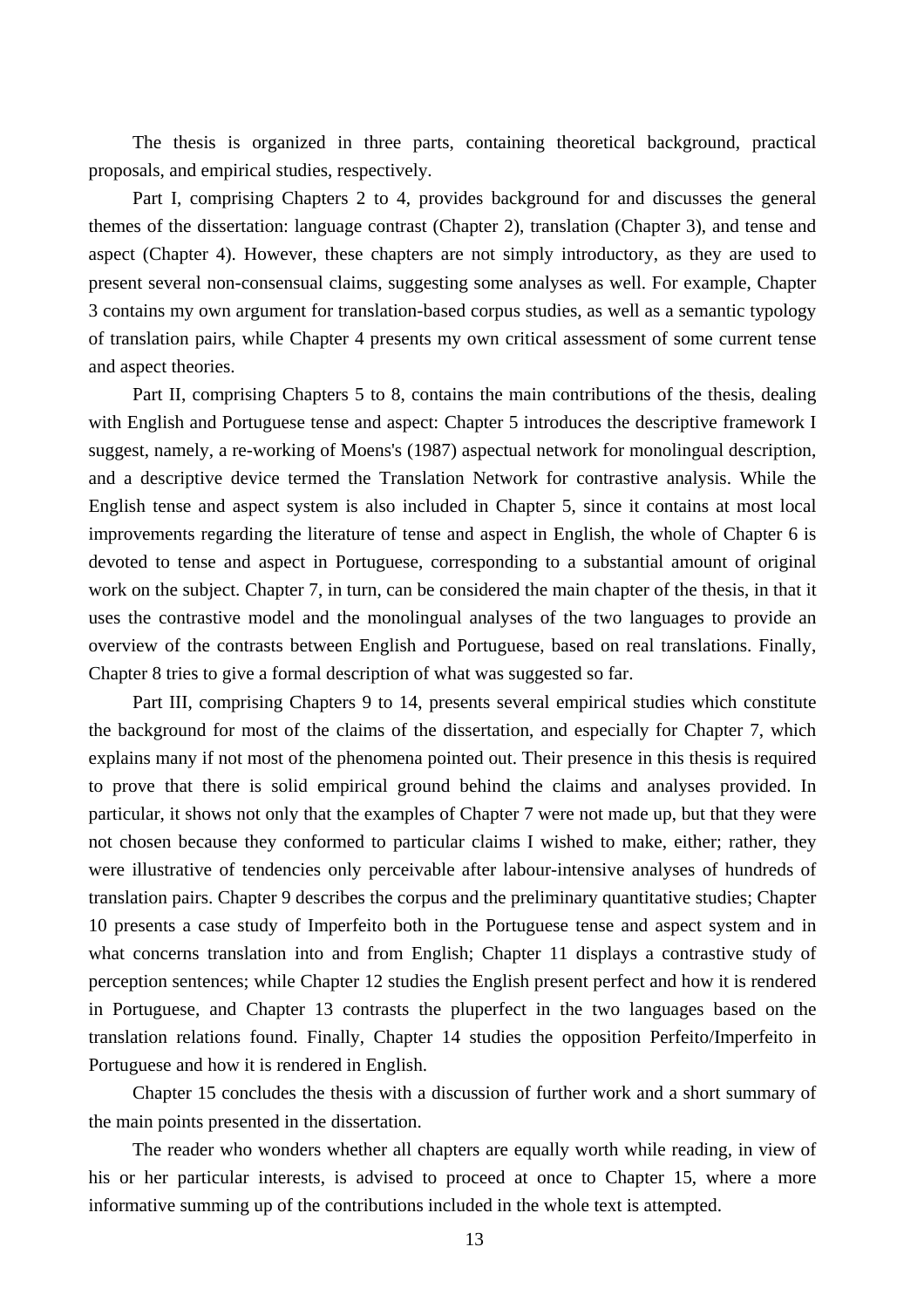The thesis is organized in three parts, containing theoretical background, practical proposals, and empirical studies, respectively.

Part I, comprising Chapters 2 to 4, provides background for and discusses the general themes of the dissertation: language contrast (Chapter 2), translation (Chapter 3), and tense and aspect (Chapter 4). However, these chapters are not simply introductory, as they are used to present several non-consensual claims, suggesting some analyses as well. For example, Chapter 3 contains my own argument for translation-based corpus studies, as well as a semantic typology of translation pairs, while Chapter 4 presents my own critical assessment of some current tense and aspect theories.

Part II, comprising Chapters 5 to 8, contains the main contributions of the thesis, dealing with English and Portuguese tense and aspect: Chapter 5 introduces the descriptive framework I suggest, namely, a re-working of Moens's (1987) aspectual network for monolingual description, and a descriptive device termed the Translation Network for contrastive analysis. While the English tense and aspect system is also included in Chapter 5, since it contains at most local improvements regarding the literature of tense and aspect in English, the whole of Chapter 6 is devoted to tense and aspect in Portuguese, corresponding to a substantial amount of original work on the subject. Chapter 7, in turn, can be considered the main chapter of the thesis, in that it uses the contrastive model and the monolingual analyses of the two languages to provide an overview of the contrasts between English and Portuguese, based on real translations. Finally, Chapter 8 tries to give a formal description of what was suggested so far.

Part III, comprising Chapters 9 to 14, presents several empirical studies which constitute the background for most of the claims of the dissertation, and especially for Chapter 7, which explains many if not most of the phenomena pointed out. Their presence in this thesis is required to prove that there is solid empirical ground behind the claims and analyses provided. In particular, it shows not only that the examples of Chapter 7 were not made up, but that they were not chosen because they conformed to particular claims I wished to make, either; rather, they were illustrative of tendencies only perceivable after labour-intensive analyses of hundreds of translation pairs. Chapter 9 describes the corpus and the preliminary quantitative studies; Chapter 10 presents a case study of Imperfeito both in the Portuguese tense and aspect system and in what concerns translation into and from English; Chapter 11 displays a contrastive study of perception sentences; while Chapter 12 studies the English present perfect and how it is rendered in Portuguese, and Chapter 13 contrasts the pluperfect in the two languages based on the translation relations found. Finally, Chapter 14 studies the opposition Perfeito/Imperfeito in Portuguese and how it is rendered in English.

Chapter 15 concludes the thesis with a discussion of further work and a short summary of the main points presented in the dissertation.

The reader who wonders whether all chapters are equally worth while reading, in view of his or her particular interests, is advised to proceed at once to Chapter 15, where a more informative summing up of the contributions included in the whole text is attempted.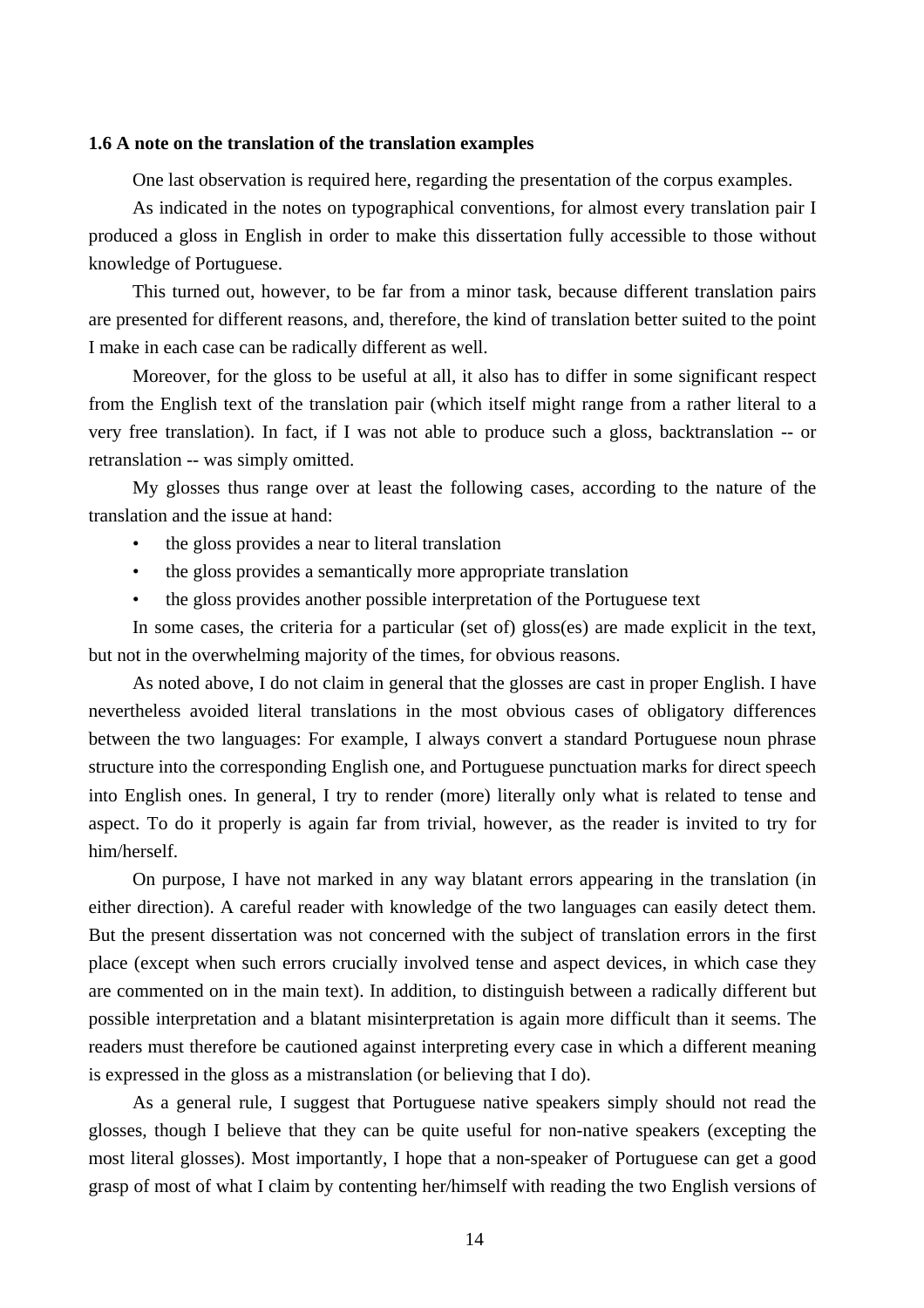### 1.6 A note on the translation of the translation examples

One last observation is required here, regarding the presentation of the corpus examples.

As indicated in the notes on typographical conventions, for almost every translation pair I produced a gloss in English in order to make this dissertation fully accessible to those without knowledge of Portuguese.

This turned out, however, to be far from a minor task, because different translation pairs are presented for different reasons, and, therefore, the kind of translation better suited to the point I make in each case can be radically different as well.

Moreover, for the gloss to be useful at all, it also has to differ in some significant respect from the English text of the translation pair (which itself might range from a rather literal to a very free translation). In fact, if I was not able to produce such a gloss, backtranslation -- or retranslation -- was simply omitted.

My glosses thus range over at least the following cases, according to the nature of the translation and the issue at hand:

- the gloss provides a near to literal translation
- the gloss provides a semantically more appropriate translation
- the gloss provides another possible interpretation of the Portuguese text

In some cases, the criteria for a particular (set of) gloss(es) are made explicit in the text, but not in the overwhelming majority of the times, for obvious reasons.

As noted above, I do not claim in general that the glosses are cast in proper English. I have nevertheless avoided literal translations in the most obvious cases of obligatory differences between the two languages: For example, I always convert a standard Portuguese noun phrase structure into the corresponding English one, and Portuguese punctuation marks for direct speech into English ones. In general, I try to render (more) literally only what is related to tense and aspect. To do it properly is again far from trivial, however, as the reader is invited to try for him/herself.

On purpose, I have not marked in any way blatant errors appearing in the translation (in either direction). A careful reader with knowledge of the two languages can easily detect them. But the present dissertation was not concerned with the subject of translation errors in the first place (except when such errors crucially involved tense and aspect devices, in which case they are commented on in the main text). In addition, to distinguish between a radically different but possible interpretation and a blatant misinterpretation is again more difficult than it seems. The readers must therefore be cautioned against interpreting every case in which a different meaning is expressed in the gloss as a mistranslation (or believing that I do).

As a general rule, I suggest that Portuguese native speakers simply should not read the glosses, though I believe that they can be quite useful for non-native speakers (excepting the most literal glosses). Most importantly, I hope that a non-speaker of Portuguese can get a good grasp of most of what I claim by contenting her/himself with reading the two English versions of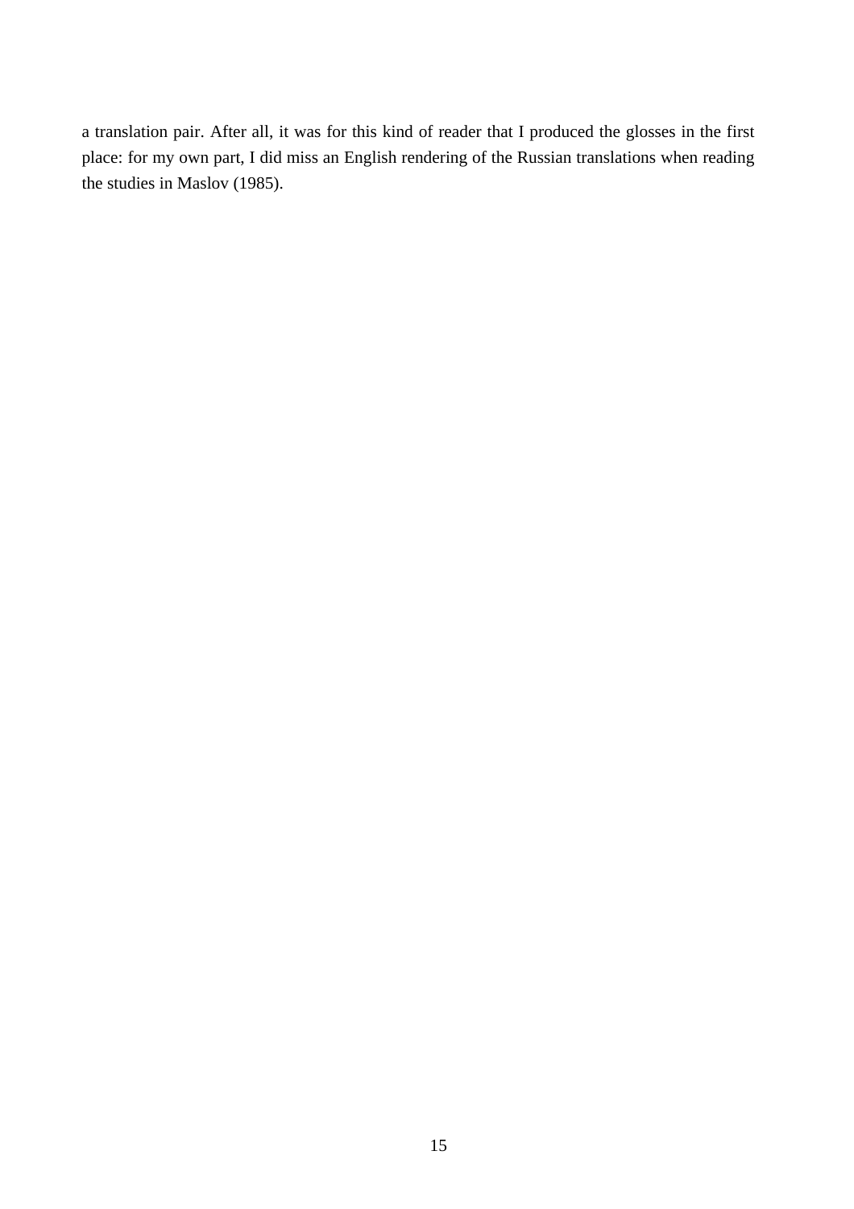a translation pair. After all, it was for this kind of reader that I produced the glosses in the first place: for my own part, I did miss an English rendering of the Russian translations when reading the studies in Maslov (1985).